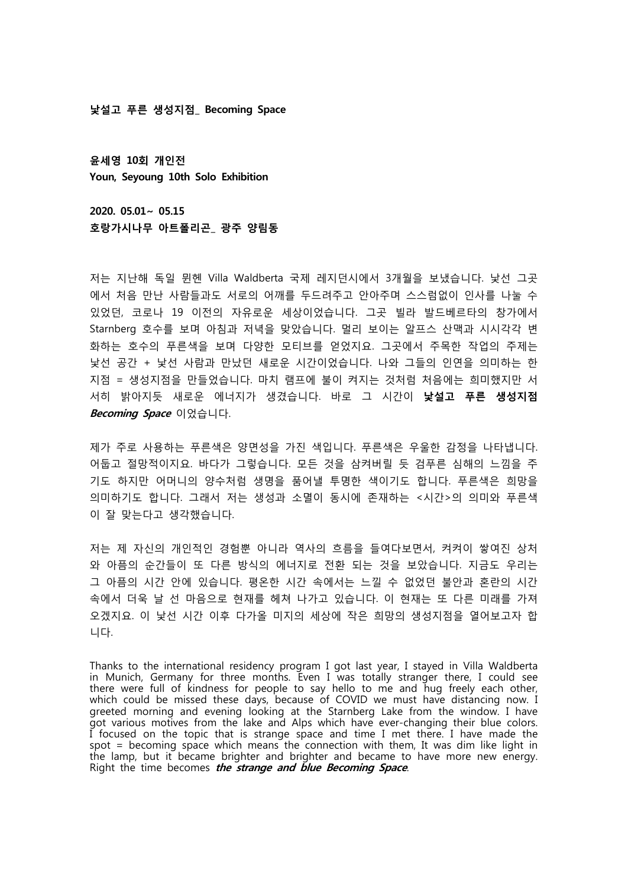**낯설고 푸른 생성지점_ Becoming Space**

**윤세영 10회 개인전**
**Youn, Seyoung 10th Solo Exhibition**

**2020. 05.01~ 05.15**
**호랑가시나무 아트폴리곤_ 광주 양림동**

저는 지난해 독일 뮌헨 Villa Waldberta 국제 레지던시에서 3개월을 보냈습니다. 낯선 그곳에서 처음 만난 사람들과도 서로의 어깨를 두드려주고 안아주며 스스럼없이 인사를 나눌 수 있었던, 코로나 19 이전의 자유로운 세상이었습니다. 그곳 빌라 발드베르타의 창가에서 Starnberg 호수를 보며 아침과 저녁을 맞았습니다. 멀리 보이는 알프스 산맥과 시시각각 변화하는 호수의 푸른색을 보며 다양한 모티브를 얻었지요. 그곳에서 주목한 작업의 주제는 낯선 공간 + 낯선 사람과 만났던 새로운 시간이었습니다. 나와 그들의 인연을 의미하는 한 지점 = 생성지점을 만들었습니다. 마치 램프에 불이 켜지는 것처럼 처음에는 희미했지만 서서히 밝아지듯 새로운 에너지가 생겼습니다. 바로 그 시간이 **낯설고 푸른 생성지점 *Becoming Space*** 이었습니다.

제가 주로 사용하는 푸른색은 양면성을 가진 색입니다. 푸른색은 우울한 감정을 나타냅니다. 어둡고 절망적이지요. 바다가 그렇습니다. 모든 것을 삼켜버릴 듯 검푸른 심해의 느낌을 주기도 하지만 어머니의 양수처럼 생명을 품어낼 투명한 색이기도 합니다. 푸른색은 희망을 의미하기도 합니다. 그래서 저는 생성과 소멸이 동시에 존재하는 <시간>의 의미와 푸른색이 잘 맞는다고 생각했습니다.

저는 제 자신의 개인적인 경험뿐 아니라 역사의 흐름을 들여다보면서, 켜켜이 쌓여진 상처와 아픔의 순간들이 또 다른 방식의 에너지로 전환 되는 것을 보았습니다. 지금도 우리는 그 아픔의 시간 안에 있습니다. 평온한 시간 속에서는 느낄 수 없었던 불안과 혼란의 시간 속에서 더욱 날 선 마음으로 현재를 헤쳐 나가고 있습니다. 이 현재는 또 다른 미래를 가져오겠지요. 이 낯선 시간 이후 다가올 미지의 세상에 작은 희망의 생성지점을 열어보고자 합니다.

Thanks to the international residency program I got last year, I stayed in Villa Waldberta in Munich, Germany for three months. Even I was totally stranger there, I could see there were full of kindness for people to say hello to me and hug freely each other, which could be missed these days, because of COVID we must have distancing now. I greeted morning and evening looking at the Starnberg Lake from the window. I have got various motives from the lake and Alps which have ever-changing their blue colors. I focused on the topic that is strange space and time I met there. I have made the spot = becoming space which means the connection with them, It was dim like light in the lamp, but it became brighter and brighter and became to have more new energy. Right the time becomes ***the strange and blue Becoming Space***.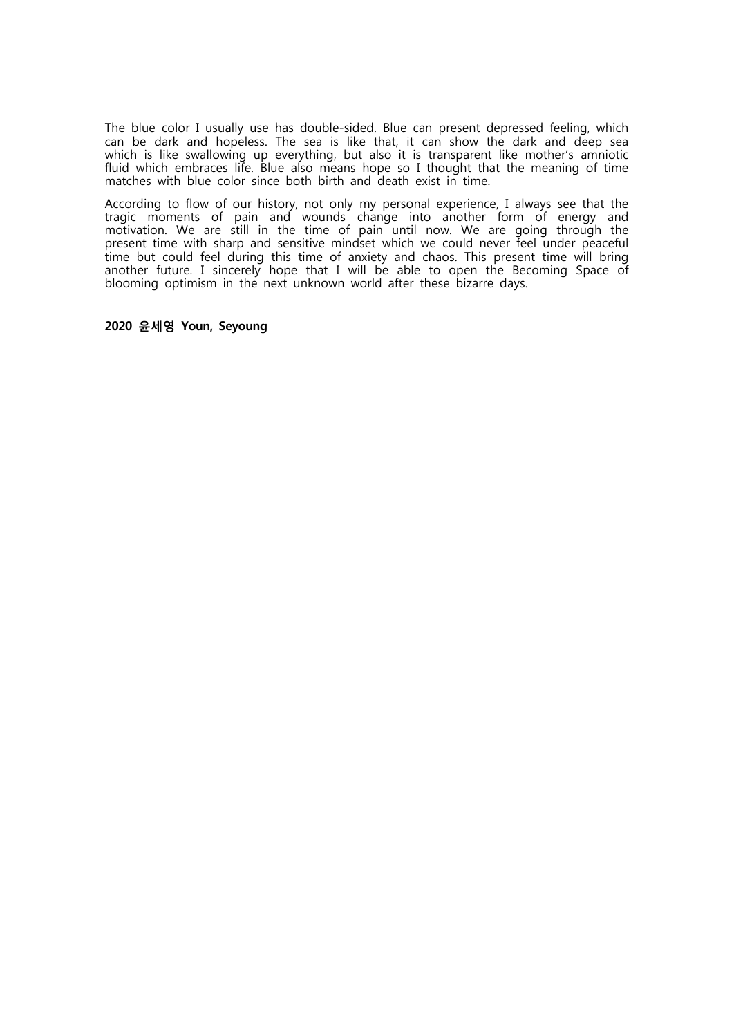The blue color I usually use has double-sided. Blue can present depressed feeling, which can be dark and hopeless. The sea is like that, it can show the dark and deep sea which is like swallowing up everything, but also it is transparent like mother's amniotic fluid which embraces life. Blue also means hope so I thought that the meaning of time matches with blue color since both birth and death exist in time.

According to flow of our history, not only my personal experience, I always see that the tragic moments of pain and wounds change into another form of energy and motivation. We are still in the time of pain until now. We are going through the present time with sharp and sensitive mindset which we could never feel under peaceful time but could feel during this time of anxiety and chaos. This present time will bring another future. I sincerely hope that I will be able to open the Becoming Space of blooming optimism in the next unknown world after these bizarre days.

**2020 윤세영 Youn, Seyoung**